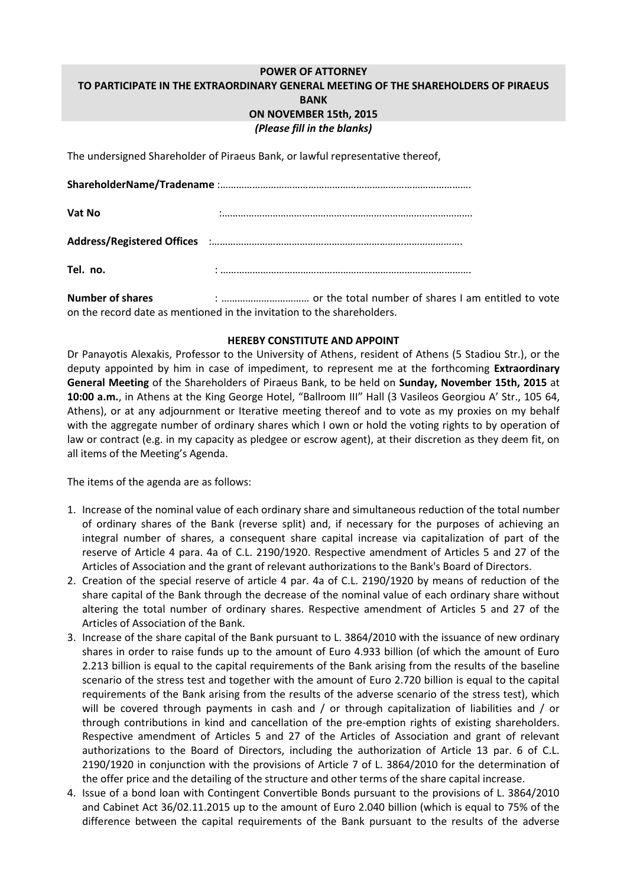# POWER OF ATTORNEY
# TO PARTICIPATE IN THE EXTRAORDINARY GENERAL MEETING OF THE SHAREHOLDERS OF PIRAEUS BANK
# ON NOVEMBER 15th, 2015

***(Please fill in the blanks)***

The undersigned Shareholder of Piraeus Bank, or lawful representative thereof,

**ShareholderName/Tradename** :…………………………………………………………………………………..

**Vat No** :…………………………………………………………………………………..

**Address/Registered Offices** :…………………………………………………………………………………..

**Tel. no.** : …………………………………………………………………………………..

**Number of shares** : …………………………… or the total number of shares I am entitled to vote on the record date as mentioned in the invitation to the shareholders.

**HEREBY CONSTITUTE AND APPOINT**

Dr Panayotis Alexakis, Professor to the University of Athens, resident of Athens (5 Stadiou Str.), or the deputy appointed by him in case of impediment, to represent me at the forthcoming **Extraordinary General Meeting** of the Shareholders of Piraeus Bank, to be held on **Sunday, November 15th, 2015** at **10:00 a.m.**, in Athens at the King George Hotel, "Ballroom III" Hall (3 Vasileos Georgiou A' Str., 105 64, Athens), or at any adjournment or Iterative meeting thereof and to vote as my proxies on my behalf with the aggregate number of ordinary shares which I own or hold the voting rights to by operation of law or contract (e.g. in my capacity as pledgee or escrow agent), at their discretion as they deem fit, on all items of the Meeting's Agenda.

The items of the agenda are as follows:

1. Increase of the nominal value of each ordinary share and simultaneous reduction of the total number of ordinary shares of the Bank (reverse split) and, if necessary for the purposes of achieving an integral number of shares, a consequent share capital increase via capitalization of part of the reserve of Article 4 para. 4a of C.L. 2190/1920. Respective amendment of Articles 5 and 27 of the Articles of Association and the grant of relevant authorizations to the Bank's Board of Directors.
2. Creation of the special reserve of article 4 par. 4a of C.L. 2190/1920 by means of reduction of the share capital of the Bank through the decrease of the nominal value of each ordinary share without altering the total number of ordinary shares. Respective amendment of Articles 5 and 27 of the Articles of Association of the Bank.
3. Increase of the share capital of the Bank pursuant to L. 3864/2010 with the issuance of new ordinary shares in order to raise funds up to the amount of Euro 4.933 billion (of which the amount of Euro 2.213 billion is equal to the capital requirements of the Bank arising from the results of the baseline scenario of the stress test and together with the amount of Euro 2.720 billion is equal to the capital requirements of the Bank arising from the results of the adverse scenario of the stress test), which will be covered through payments in cash and / or through capitalization of liabilities and / or through contributions in kind and cancellation of the pre-emption rights of existing shareholders. Respective amendment of Articles 5 and 27 of the Articles of Association and grant of relevant authorizations to the Board of Directors, including the authorization of Article 13 par. 6 of C.L. 2190/1920 in conjunction with the provisions of Article 7 of L. 3864/2010 for the determination of the offer price and the detailing of the structure and other terms of the share capital increase.
4. Issue of a bond loan with Contingent Convertible Bonds pursuant to the provisions of L. 3864/2010 and Cabinet Act 36/02.11.2015 up to the amount of Euro 2.040 billion (which is equal to 75% of the difference between the capital requirements of the Bank pursuant to the results of the adverse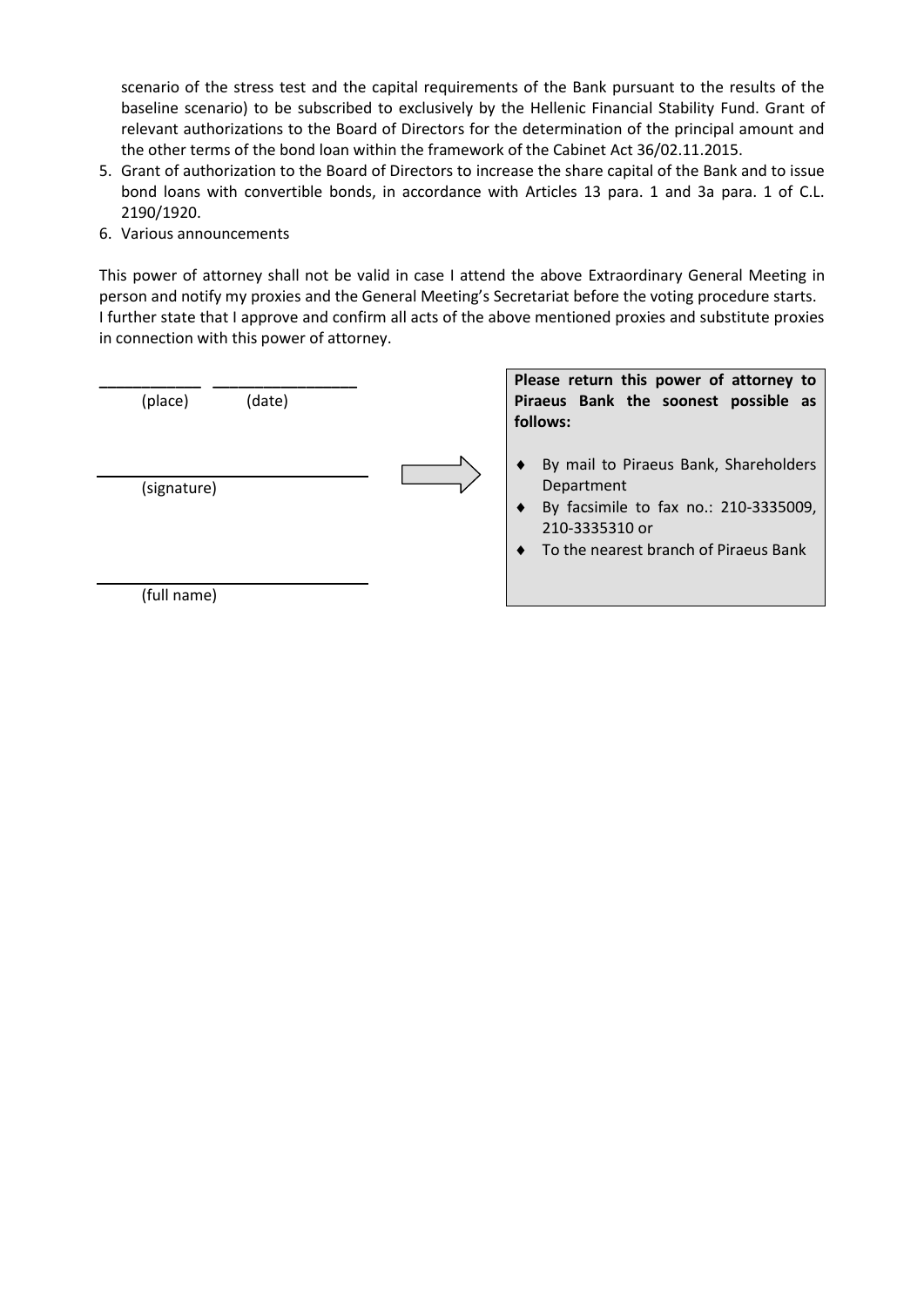scenario of the stress test and the capital requirements of the Bank pursuant to the results of the baseline scenario) to be subscribed to exclusively by the Hellenic Financial Stability Fund. Grant of relevant authorizations to the Board of Directors for the determination of the principal amount and the other terms of the bond loan within the framework of the Cabinet Act 36/02.11.2015.

5. Grant of authorization to the Board of Directors to increase the share capital of the Bank and to issue bond loans with convertible bonds, in accordance with Articles 13 para. 1 and 3a para. 1 of C.L. 2190/1920.
6. Various announcements

This power of attorney shall not be valid in case I attend the above Extraordinary General Meeting in person and notify my proxies and the General Meeting's Secretariat before the voting procedure starts.
I further state that I approve and confirm all acts of the above mentioned proxies and substitute proxies in connection with this power of attorney.

___________ ________________
(place) (date)

______________________________
(signature)

______________________________
(full name)

**Please return this power of attorney to Piraeus Bank the soonest possible as follows:**

- By mail to Piraeus Bank, Shareholders Department
- By facsimile to fax no.: 210-3335009, 210-3335310 or
- To the nearest branch of Piraeus Bank